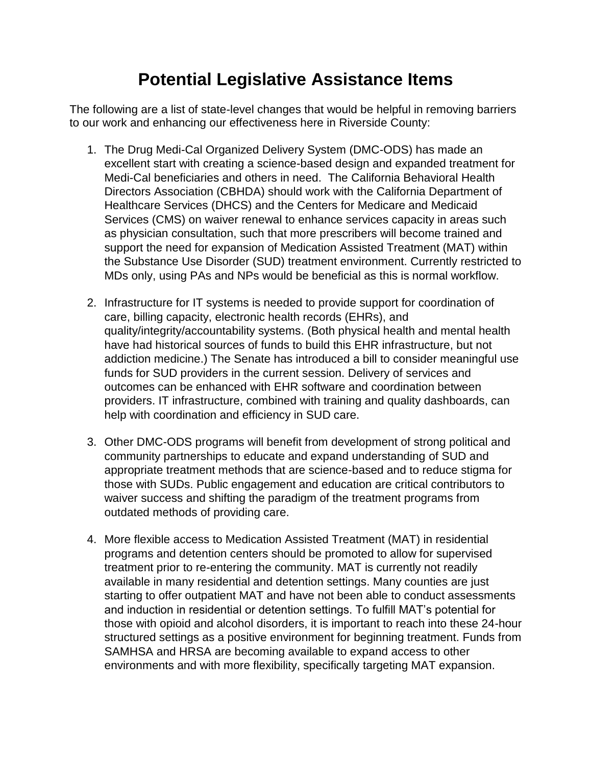# Potential Legislative Assistance Items

The following are a list of state-level changes that would be helpful in removing barriers to our work and enhancing our effectiveness here in Riverside County:

1. The Drug Medi-Cal Organized Delivery System (DMC-ODS) has made an excellent start with creating a science-based design and expanded treatment for Medi-Cal beneficiaries and others in need. The California Behavioral Health Directors Association (CBHDA) should work with the California Department of Healthcare Services (DHCS) and the Centers for Medicare and Medicaid Services (CMS) on waiver renewal to enhance services capacity in areas such as physician consultation, such that more prescribers will become trained and support the need for expansion of Medication Assisted Treatment (MAT) within the Substance Use Disorder (SUD) treatment environment. Currently restricted to MDs only, using PAs and NPs would be beneficial as this is normal workflow.

2. Infrastructure for IT systems is needed to provide support for coordination of care, billing capacity, electronic health records (EHRs), and quality/integrity/accountability systems. (Both physical health and mental health have had historical sources of funds to build this EHR infrastructure, but not addiction medicine.) The Senate has introduced a bill to consider meaningful use funds for SUD providers in the current session. Delivery of services and outcomes can be enhanced with EHR software and coordination between providers. IT infrastructure, combined with training and quality dashboards, can help with coordination and efficiency in SUD care.

3. Other DMC-ODS programs will benefit from development of strong political and community partnerships to educate and expand understanding of SUD and appropriate treatment methods that are science-based and to reduce stigma for those with SUDs. Public engagement and education are critical contributors to waiver success and shifting the paradigm of the treatment programs from outdated methods of providing care.

4. More flexible access to Medication Assisted Treatment (MAT) in residential programs and detention centers should be promoted to allow for supervised treatment prior to re-entering the community. MAT is currently not readily available in many residential and detention settings. Many counties are just starting to offer outpatient MAT and have not been able to conduct assessments and induction in residential or detention settings. To fulfill MAT's potential for those with opioid and alcohol disorders, it is important to reach into these 24-hour structured settings as a positive environment for beginning treatment. Funds from SAMHSA and HRSA are becoming available to expand access to other environments and with more flexibility, specifically targeting MAT expansion.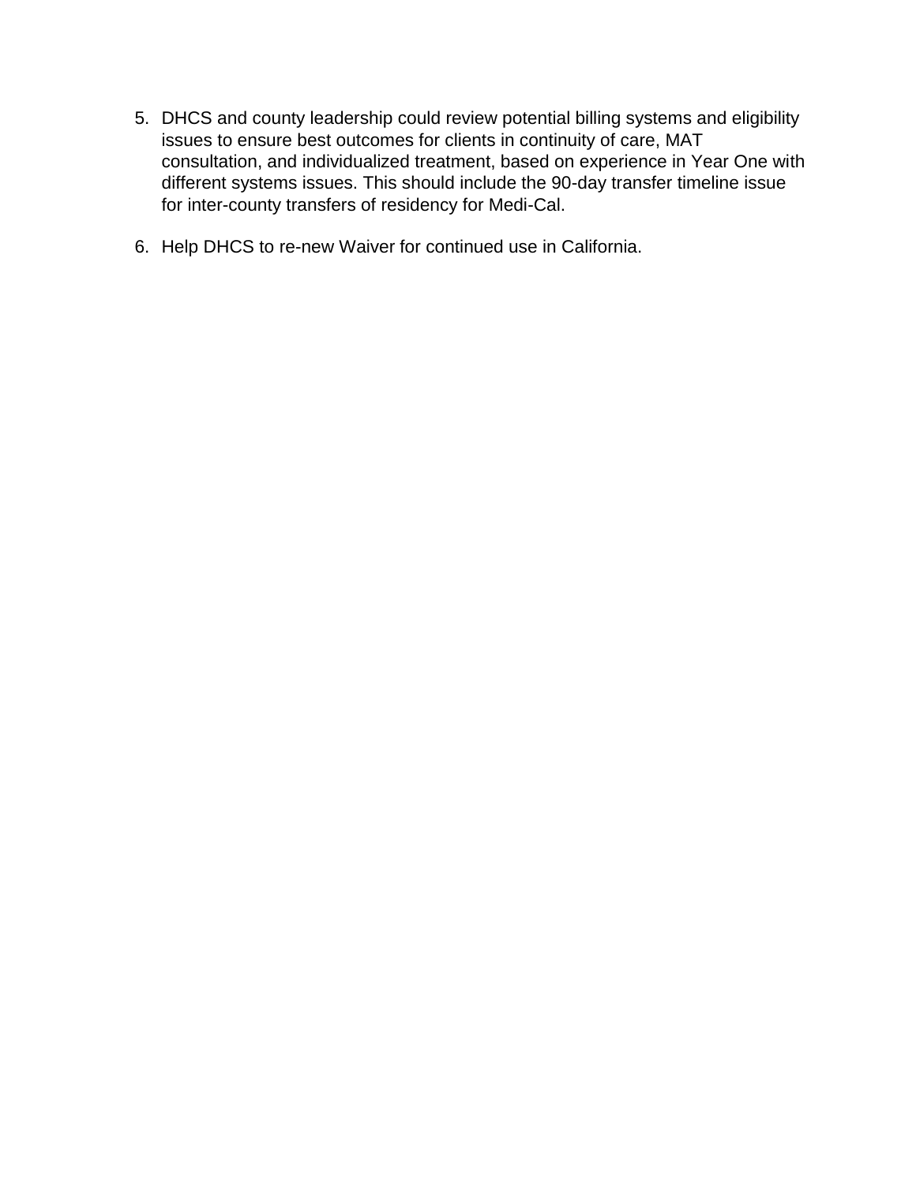5. DHCS and county leadership could review potential billing systems and eligibility issues to ensure best outcomes for clients in continuity of care, MAT consultation, and individualized treatment, based on experience in Year One with different systems issues. This should include the 90-day transfer timeline issue for inter-county transfers of residency for Medi-Cal.

6. Help DHCS to re-new Waiver for continued use in California.